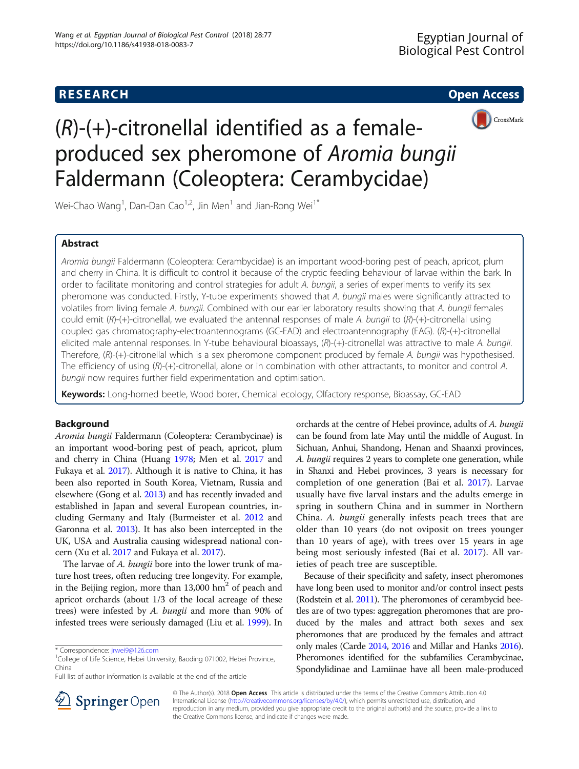**RESEARCH** **Open Access**

# (*R*)-(+)-citronellal identified as a female-produced sex pheromone of *Aromia bungii* Faldermann (Coleoptera: Cerambycidae)

Wei-Chao Wang[1], Dan-Dan Cao[1,2], Jin Men[1] and Jian-Rong Wei[1*]

## Abstract

*Aromia bungii* Faldermann (Coleoptera: Cerambycidae) is an important wood-boring pest of peach, apricot, plum and cherry in China. It is difficult to control it because of the cryptic feeding behaviour of larvae within the bark. In order to facilitate monitoring and control strategies for adult *A. bungii*, a series of experiments to verify its sex pheromone was conducted. Firstly, Y-tube experiments showed that *A. bungii* males were significantly attracted to volatiles from living female *A. bungii*. Combined with our earlier laboratory results showing that *A. bungii* females could emit (*R*)-(+)-citronellal, we evaluated the antennal responses of male *A. bungii* to (*R*)-(+)-citronellal using coupled gas chromatography-electroantennograms (GC-EAD) and electroantennography (EAG). (*R*)-(+)-citronellal elicited male antennal responses. In Y-tube behavioural bioassays, (*R*)-(+)-citronellal was attractive to male *A. bungii*. Therefore, (*R*)-(+)-citronellal which is a sex pheromone component produced by female *A. bungii* was hypothesised. The efficiency of using (*R*)-(+)-citronellal, alone or in combination with other attractants, to monitor and control *A. bungii* now requires further field experimentation and optimisation.

**Keywords:** Long-horned beetle, Wood borer, Chemical ecology, Olfactory response, Bioassay, GC-EAD

## Background

*Aromia bungii* Faldermann (Coleoptera: Cerambycinae) is an important wood-boring pest of peach, apricot, plum and cherry in China (Huang 1978; Men et al. 2017 and Fukaya et al. 2017). Although it is native to China, it has been also reported in South Korea, Vietnam, Russia and elsewhere (Gong et al. 2013) and has recently invaded and established in Japan and several European countries, including Germany and Italy (Burmeister et al. 2012 and Garonna et al. 2013). It has also been intercepted in the UK, USA and Australia causing widespread national concern (Xu et al. 2017 and Fukaya et al. 2017).

The larvae of *A. bungii* bore into the lower trunk of mature host trees, often reducing tree longevity. For example, in the Beijing region, more than 13,000 $hm^2$ of peach and apricot orchards (about 1/3 of the local acreage of these trees) were infested by *A. bungii* and more than 90% of infested trees were seriously damaged (Liu et al. 1999). In orchards at the centre of Hebei province, adults of *A. bungii* can be found from late May until the middle of August. In Sichuan, Anhui, Shandong, Henan and Shaanxi provinces, *A. bungii* requires 2 years to complete one generation, while in Shanxi and Hebei provinces, 3 years is necessary for completion of one generation (Bai et al. 2017). Larvae usually have five larval instars and the adults emerge in spring in southern China and in summer in Northern China. *A. bungii* generally infests peach trees that are older than 10 years (do not oviposit on trees younger than 10 years of age), with trees over 15 years in age being most seriously infested (Bai et al. 2017). All varieties of peach tree are susceptible.

Because of their specificity and safety, insect pheromones have long been used to monitor and/or control insect pests (Rodstein et al. 2011). The pheromones of cerambycid beetles are of two types: aggregation pheromones that are produced by the males and attract both sexes and sex pheromones that are produced by the females and attract only males (Carde 2014, 2016 and Millar and Hanks 2016). Pheromones identified for the subfamilies Cerambycinae, Spondylidinae and Lamiinae have all been male-produced

\* Correspondence: jrwei9@126.com
[1]College of Life Science, Hebei University, Baoding 071002, Hebei Province, China
Full list of author information is available at the end of the article

© The Author(s). 2018 **Open Access** This article is distributed under the terms of the Creative Commons Attribution 4.0 International License (http://creativecommons.org/licenses/by/4.0/), which permits unrestricted use, distribution, and reproduction in any medium, provided you give appropriate credit to the original author(s) and the source, provide a link to the Creative Commons license, and indicate if changes were made.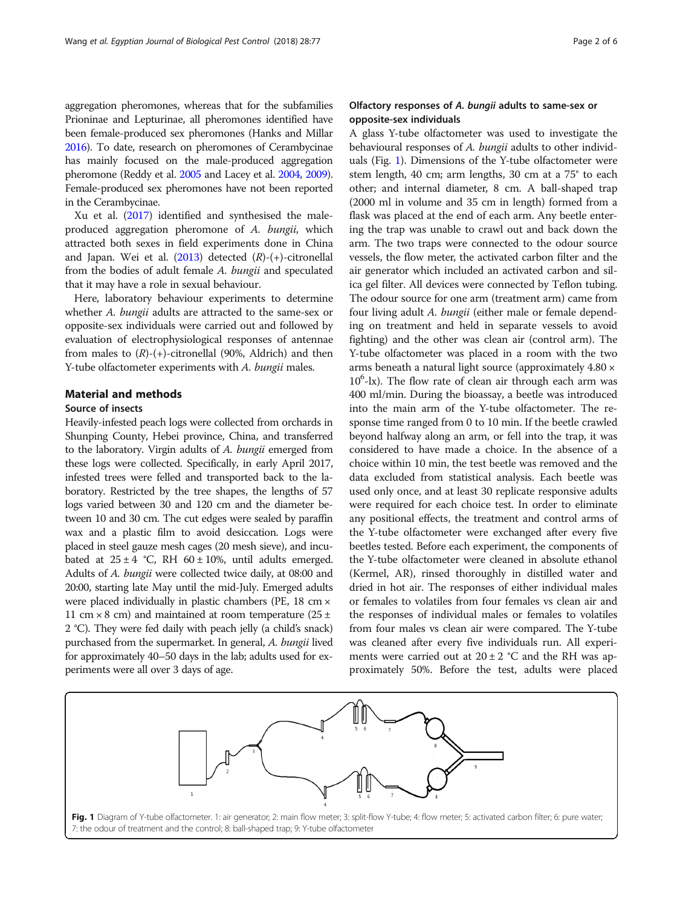aggregation pheromones, whereas that for the subfamilies Prioninae and Lepturinae, all pheromones identified have been female-produced sex pheromones (Hanks and Millar 2016). To date, research on pheromones of Cerambycinae has mainly focused on the male-produced aggregation pheromone (Reddy et al. 2005 and Lacey et al. 2004, 2009). Female-produced sex pheromones have not been reported in the Cerambycinae.

Xu et al. (2017) identified and synthesised the male-produced aggregation pheromone of *A. bungii*, which attracted both sexes in field experiments done in China and Japan. Wei et al. (2013) detected (*R*)-(+)-citronellal from the bodies of adult female *A. bungii* and speculated that it may have a role in sexual behaviour.

Here, laboratory behaviour experiments to determine whether *A. bungii* adults are attracted to the same-sex or opposite-sex individuals were carried out and followed by evaluation of electrophysiological responses of antennae from males to (*R*)-(+)-citronellal (90%, Aldrich) and then Y-tube olfactometer experiments with *A. bungii* males.

## Material and methods

### Source of insects

Heavily-infested peach logs were collected from orchards in Shunping County, Hebei province, China, and transferred to the laboratory. Virgin adults of *A. bungii* emerged from these logs were collected. Specifically, in early April 2017, infested trees were felled and transported back to the laboratory. Restricted by the tree shapes, the lengths of 57 logs varied between 30 and 120 cm and the diameter between 10 and 30 cm. The cut edges were sealed by paraffin wax and a plastic film to avoid desiccation. Logs were placed in steel gauze mesh cages (20 mesh sieve), and incubated at 25 ± 4 °C, RH 60 ± 10%, until adults emerged. Adults of *A. bungii* were collected twice daily, at 08:00 and 20:00, starting late May until the mid-July. Emerged adults were placed individually in plastic chambers (PE, 18 cm × 11 cm × 8 cm) and maintained at room temperature (25 ± 2 °C). They were fed daily with peach jelly (a child's snack) purchased from the supermarket. In general, *A. bungii* lived for approximately 40–50 days in the lab; adults used for experiments were all over 3 days of age.

### Olfactory responses of *A. bungii* adults to same-sex or opposite-sex individuals

A glass Y-tube olfactometer was used to investigate the behavioural responses of *A. bungii* adults to other individuals (Fig. 1). Dimensions of the Y-tube olfactometer were stem length, 40 cm; arm lengths, 30 cm at a 75° to each other; and internal diameter, 8 cm. A ball-shaped trap (2000 ml in volume and 35 cm in length) formed from a flask was placed at the end of each arm. Any beetle entering the trap was unable to crawl out and back down the arm. The two traps were connected to the odour source vessels, the flow meter, the activated carbon filter and the air generator which included an activated carbon and silica gel filter. All devices were connected by Teflon tubing. The odour source for one arm (treatment arm) came from four living adult *A. bungii* (either male or female depending on treatment and held in separate vessels to avoid fighting) and the other was clean air (control arm). The Y-tube olfactometer was placed in a room with the two arms beneath a natural light source (approximately 4.80 × $10^6$-lx). The flow rate of clean air through each arm was 400 ml/min. During the bioassay, a beetle was introduced into the main arm of the Y-tube olfactometer. The response time ranged from 0 to 10 min. If the beetle crawled beyond halfway along an arm, or fell into the trap, it was considered to have made a choice. In the absence of a choice within 10 min, the test beetle was removed and the data excluded from statistical analysis. Each beetle was used only once, and at least 30 replicate responsive adults were required for each choice test. In order to eliminate any positional effects, the treatment and control arms of the Y-tube olfactometer were exchanged after every five beetles tested. Before each experiment, the components of the Y-tube olfactometer were cleaned in absolute ethanol (Kermel, AR), rinsed thoroughly in distilled water and dried in hot air. The responses of either individual males or females to volatiles from four females vs clean air and the responses of individual males or females to volatiles from four males vs clean air were compared. The Y-tube was cleaned after every five individuals run. All experiments were carried out at 20 ± 2 °C and the RH was approximately 50%. Before the test, adults were placed

Fig. 1 Diagram of Y-tube olfactometer. 1: air generator; 2: main flow meter; 3: split-flow Y-tube; 4: flow meter; 5: activated carbon filter; 6: pure water; 7: the odour of treatment and the control; 8: ball-shaped trap; 9: Y-tube olfactometer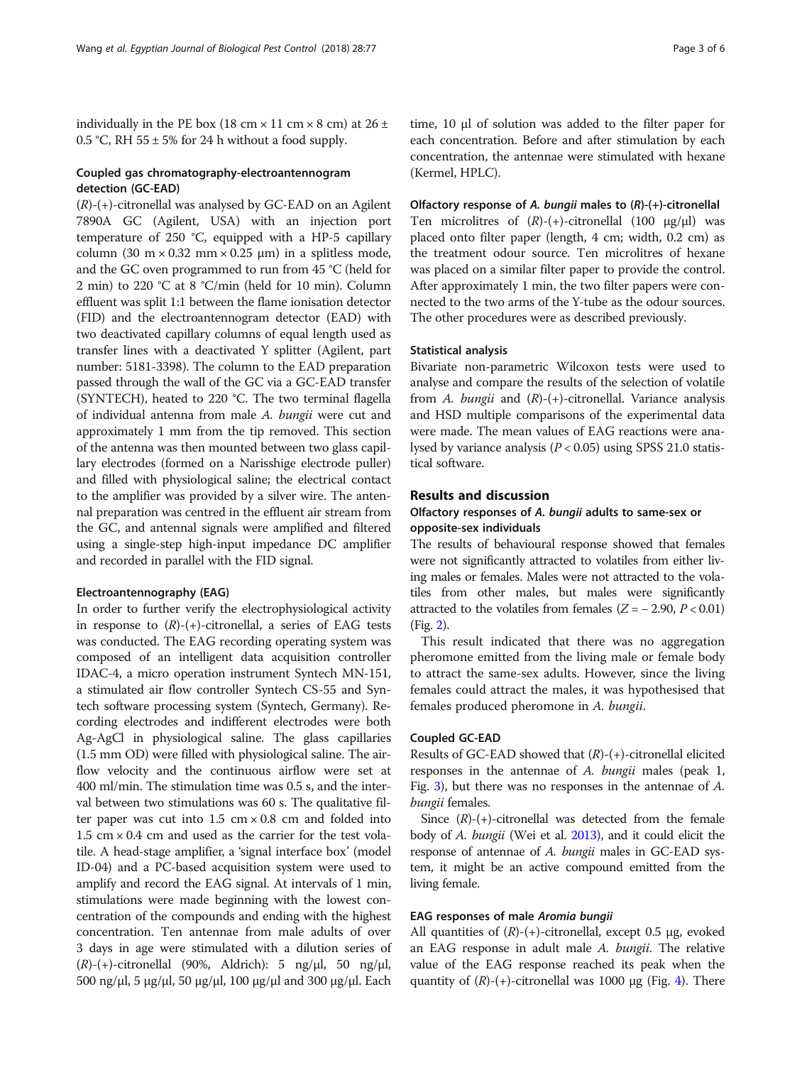individually in the PE box (18 cm × 11 cm × 8 cm) at 26 ± 0.5 °C, RH 55 ± 5% for 24 h without a food supply.

### Coupled gas chromatography-electroantennogram detection (GC-EAD)

(*R*)-(+)-citronellal was analysed by GC-EAD on an Agilent 7890A GC (Agilent, USA) with an injection port temperature of 250 °C, equipped with a HP-5 capillary column (30 m × 0.32 mm × 0.25 μm) in a splitless mode, and the GC oven programmed to run from 45 °C (held for 2 min) to 220 °C at 8 °C/min (held for 10 min). Column effluent was split 1:1 between the flame ionisation detector (FID) and the electroantennogram detector (EAD) with two deactivated capillary columns of equal length used as transfer lines with a deactivated Y splitter (Agilent, part number: 5181-3398). The column to the EAD preparation passed through the wall of the GC via a GC-EAD transfer (SYNTECH), heated to 220 °C. The two terminal flagella of individual antenna from male *A. bungii* were cut and approximately 1 mm from the tip removed. This section of the antenna was then mounted between two glass capillary electrodes (formed on a Narisshige electrode puller) and filled with physiological saline; the electrical contact to the amplifier was provided by a silver wire. The antennal preparation was centred in the effluent air stream from the GC, and antennal signals were amplified and filtered using a single-step high-input impedance DC amplifier and recorded in parallel with the FID signal.

### Electroantennography (EAG)

In order to further verify the electrophysiological activity in response to (*R*)-(+)-citronellal, a series of EAG tests was conducted. The EAG recording operating system was composed of an intelligent data acquisition controller IDAC-4, a micro operation instrument Syntech MN-151, a stimulated air flow controller Syntech CS-55 and Syntech software processing system (Syntech, Germany). Recording electrodes and indifferent electrodes were both Ag-AgCl in physiological saline. The glass capillaries (1.5 mm OD) were filled with physiological saline. The airflow velocity and the continuous airflow were set at 400 ml/min. The stimulation time was 0.5 s, and the interval between two stimulations was 60 s. The qualitative filter paper was cut into 1.5 cm × 0.8 cm and folded into 1.5 cm × 0.4 cm and used as the carrier for the test volatile. A head-stage amplifier, a 'signal interface box' (model ID-04) and a PC-based acquisition system were used to amplify and record the EAG signal. At intervals of 1 min, stimulations were made beginning with the lowest concentration of the compounds and ending with the highest concentration. Ten antennae from male adults of over 3 days in age were stimulated with a dilution series of (*R*)-(+)-citronellal (90%, Aldrich): 5 ng/μl, 50 ng/μl, 500 ng/μl, 5 μg/μl, 50 μg/μl, 100 μg/μl and 300 μg/μl. Each time, 10 μl of solution was added to the filter paper for each concentration. Before and after stimulation by each concentration, the antennae were stimulated with hexane (Kermel, HPLC).

### Olfactory response of *A. bungii* males to (*R*)-(+)-citronellal

Ten microlitres of (*R*)-(+)-citronellal (100 μg/μl) was placed onto filter paper (length, 4 cm; width, 0.2 cm) as the treatment odour source. Ten microlitres of hexane was placed on a similar filter paper to provide the control. After approximately 1 min, the two filter papers were connected to the two arms of the Y-tube as the odour sources. The other procedures were as described previously.

### Statistical analysis

Bivariate non-parametric Wilcoxon tests were used to analyse and compare the results of the selection of volatile from *A. bungii* and (*R*)-(+)-citronellal. Variance analysis and HSD multiple comparisons of the experimental data were made. The mean values of EAG reactions were analysed by variance analysis ($P < 0.05$) using SPSS 21.0 statistical software.

## Results and discussion

### Olfactory responses of *A. bungii* adults to same-sex or opposite-sex individuals

The results of behavioural response showed that females were not significantly attracted to volatiles from either living males or females. Males were not attracted to the volatiles from other males, but males were significantly attracted to the volatiles from females ($Z = -2.90$, $P < 0.01$) (Fig. 2).

This result indicated that there was no aggregation pheromone emitted from the living male or female body to attract the same-sex adults. However, since the living females could attract the males, it was hypothesised that females produced pheromone in *A. bungii*.

### Coupled GC-EAD

Results of GC-EAD showed that (*R*)-(+)-citronellal elicited responses in the antennae of *A. bungii* males (peak 1, Fig. 3), but there was no responses in the antennae of *A. bungii* females.

Since (*R*)-(+)-citronellal was detected from the female body of *A. bungii* (Wei et al. 2013), and it could elicit the response of antennae of *A. bungii* males in GC-EAD system, it might be an active compound emitted from the living female.

### EAG responses of male *Aromia bungii*

All quantities of (*R*)-(+)-citronellal, except 0.5 μg, evoked an EAG response in adult male *A. bungii*. The relative value of the EAG response reached its peak when the quantity of (*R*)-(+)-citronellal was 1000 μg (Fig. 4). There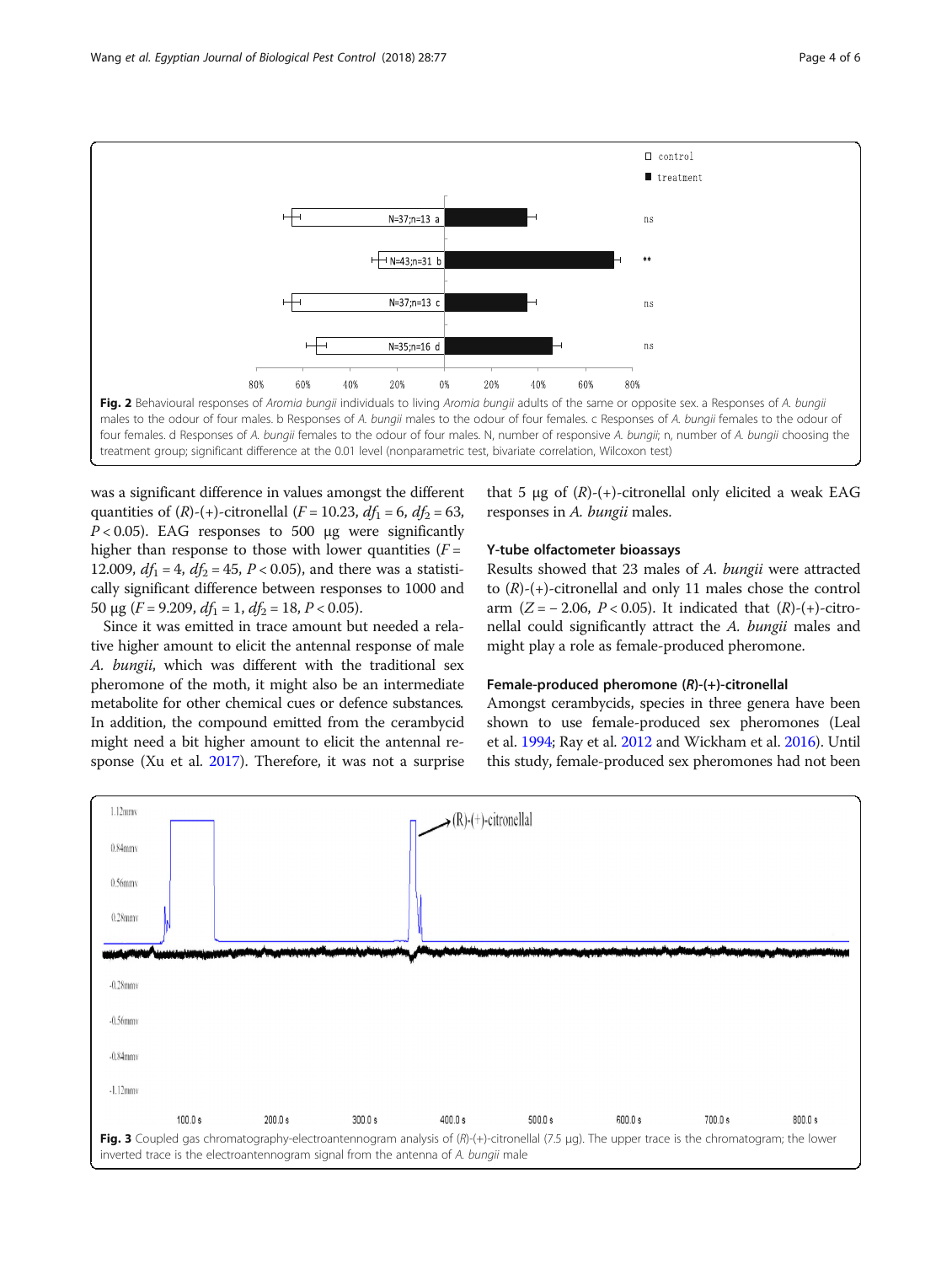Fig. 2 Behavioural responses of *Aromia bungii* individuals to living *Aromia bungii* adults of the same or opposite sex. a Responses of *A. bungii* males to the odour of four males. b Responses of *A. bungii* males to the odour of four females. c Responses of *A. bungii* females to the odour of four females. d Responses of *A. bungii* females to the odour of four males. N, number of responsive *A. bungii*; n, number of *A. bungii* choosing the treatment group; significant difference at the 0.01 level (nonparametric test, bivariate correlation, Wilcoxon test)

was a significant difference in values amongst the different quantities of (*R*)-(+)-citronellal ($F = 10.23$, $df_1 = 6$, $df_2 = 63$, $P < 0.05$). EAG responses to 500 μg were significantly higher than response to those with lower quantities ($F = 12.009$, $df_1 = 4$, $df_2 = 45$, $P < 0.05$), and there was a statistically significant difference between responses to 1000 and 50 μg ($F = 9.209$, $df_1 = 1$, $df_2 = 18$, $P < 0.05$).

Since it was emitted in trace amount but needed a relative higher amount to elicit the antennal response of male *A. bungii*, which was different with the traditional sex pheromone of the moth, it might also be an intermediate metabolite for other chemical cues or defence substances. In addition, the compound emitted from the cerambycid might need a bit higher amount to elicit the antennal response (Xu et al. 2017). Therefore, it was not a surprise that 5 μg of (*R*)-(+)-citronellal only elicited a weak EAG responses in *A. bungii* males.

### Y-tube olfactometer bioassays

Results showed that 23 males of *A. bungii* were attracted to (*R*)-(+)-citronellal and only 11 males chose the control arm ($Z = -2.06$, $P < 0.05$). It indicated that (*R*)-(+)-citronellal could significantly attract the *A. bungii* males and might play a role as female-produced pheromone.

### Female-produced pheromone (*R*)-(+)-citronellal

Amongst cerambycids, species in three genera have been shown to use female-produced sex pheromones (Leal et al. 1994; Ray et al. 2012 and Wickham et al. 2016). Until this study, female-produced sex pheromones had not been

Fig. 3 Coupled gas chromatography-electroantennogram analysis of (*R*)-(+)-citronellal (7.5 μg). The upper trace is the chromatogram; the lower inverted trace is the electroantennogram signal from the antenna of *A. bungii* male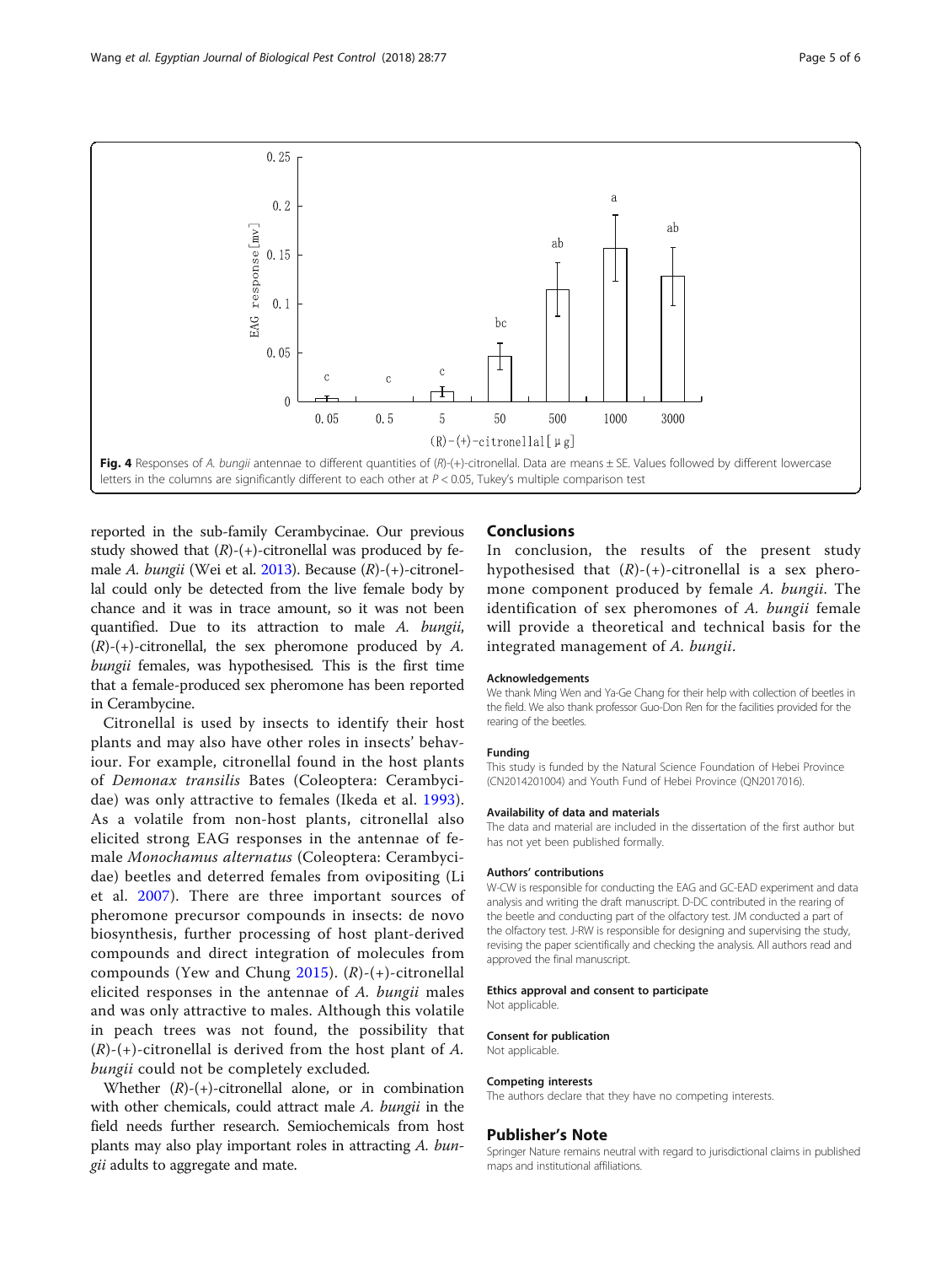Fig. 4 Responses of *A. bungii* antennae to different quantities of (*R*)-(+)-citronellal. Data are means ± SE. Values followed by different lowercase letters in the columns are significantly different to each other at $P < 0.05$, Tukey's multiple comparison test

reported in the sub-family Cerambycinae. Our previous study showed that (*R*)-(+)-citronellal was produced by female *A. bungii* (Wei et al. 2013). Because (*R*)-(+)-citronellal could only be detected from the live female body by chance and it was in trace amount, so it was not been quantified. Due to its attraction to male *A. bungii*, (*R*)-(+)-citronellal, the sex pheromone produced by *A. bungii* females, was hypothesised. This is the first time that a female-produced sex pheromone has been reported in Cerambycine.

Citronellal is used by insects to identify their host plants and may also have other roles in insects' behaviour. For example, citronellal found in the host plants of *Demonax transilis* Bates (Coleoptera: Cerambycidae) was only attractive to females (Ikeda et al. 1993). As a volatile from non-host plants, citronellal also elicited strong EAG responses in the antennae of female *Monochamus alternatus* (Coleoptera: Cerambycidae) beetles and deterred females from ovipositing (Li et al. 2007). There are three important sources of pheromone precursor compounds in insects: de novo biosynthesis, further processing of host plant-derived compounds and direct integration of molecules from compounds (Yew and Chung 2015). (*R*)-(+)-citronellal elicited responses in the antennae of *A. bungii* males and was only attractive to males. Although this volatile in peach trees was not found, the possibility that (*R*)-(+)-citronellal is derived from the host plant of *A. bungii* could not be completely excluded.

Whether (*R*)-(+)-citronellal alone, or in combination with other chemicals, could attract male *A. bungii* in the field needs further research. Semiochemicals from host plants may also play important roles in attracting *A. bungii* adults to aggregate and mate.

## Conclusions

In conclusion, the results of the present study hypothesised that (*R*)-(+)-citronellal is a sex pheromone component produced by female *A. bungii*. The identification of sex pheromones of *A. bungii* female will provide a theoretical and technical basis for the integrated management of *A. bungii*.

#### Acknowledgements

We thank Ming Wen and Ya-Ge Chang for their help with collection of beetles in the field. We also thank professor Guo-Don Ren for the facilities provided for the rearing of the beetles.

#### Funding

This study is funded by the Natural Science Foundation of Hebei Province (CN2014201004) and Youth Fund of Hebei Province (QN2017016).

#### Availability of data and materials

The data and material are included in the dissertation of the first author but has not yet been published formally.

#### Authors' contributions

W-CW is responsible for conducting the EAG and GC-EAD experiment and data analysis and writing the draft manuscript. D-DC contributed in the rearing of the beetle and conducting part of the olfactory test. JM conducted a part of the olfactory test. J-RW is responsible for designing and supervising the study, revising the paper scientifically and checking the analysis. All authors read and approved the final manuscript.

#### Ethics approval and consent to participate

Not applicable.

#### Consent for publication

Not applicable.

#### Competing interests

The authors declare that they have no competing interests.

## Publisher's Note

Springer Nature remains neutral with regard to jurisdictional claims in published maps and institutional affiliations.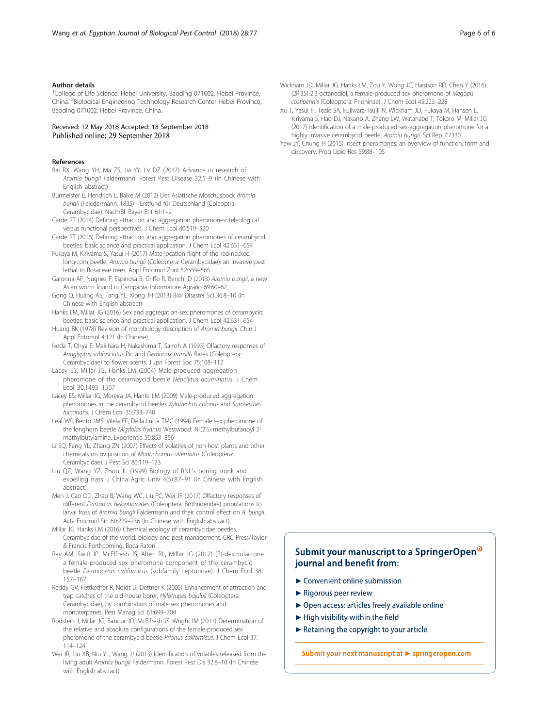#### Author details

[1]College of Life Science, Hebei University, Baoding 071002, Hebei Province, China. [2]Biological Engineering Technology Research Center Hebei Province, Baoding 071002, Hebei Province, China.

Received: 12 May 2018 Accepted: 18 September 2018
Published online: 29 September 2018

#### References

- Bai RX, Wang YH, Ma ZS, Jia YY, Lv DZ (2017) Advance in research of *Aromia bungii* Faldermann. Forest Pest Disease 32:5–9 (In Chinese with English abstract)
- Burmeister E, Hendrich L, Balke M (2012) Der Asiatische Moschusbock *Aromia bungii* (Faledermann, 1835) - Erstfund für Deutschland (Coleoptra: Cerambycidae). NachrBl. Bayer Ent 61:1–2
- Carde RT (2014) Defining attraction and aggregation pheromones: teleological versus functional perspectives. J Chem Ecol 40:519–520
- Carde RT (2016) Defining attraction and aggregation pheromones of cerambycid beetles: basic science and practical application. J Chem Ecol 42:631–654
- Fukaya M, Kiriyama S, Yasui H (2017) Mate-location flight of the red-necked longicorn beetle, *Aromia bungii* (Coleoptera: Cerambycidae): an invasive pest lethal to Rosaceae trees. Appl Entomol Zool 52:559–565
- Garonna AP, Nugnes F, Espinosa B, Griffo R, Benchi D (2013) *Aromia bungii*, a new Asian worm found in Campania. Informatore Agrario 69:60–62
- Gong Q, Huang AS, Tang YL, Xiong JH (2013) Biol Disaster Sci 36:8–10 (In Chinese with English abstract)
- Hanks LM, Millar JG (2016) Sex and aggregation-sex pheromones of cerambycid beetles: basic science and practical application. J Chem Ecol 42:631–654
- Huang BK (1978) Revision of morphology description of *Aromia bungii*. Chin J Appl Entomol 4:121 (In Chinese)
- Ikeda T, Ohya E, Makihara H, Nakashima T, Sarroh A (1993) Olfactory responses of *Anaglyptus subfasciatus* Pic and *Demonax transilis* Bates (Coleoptera: Cerambycidae) to flower scents. J Jpn Forest Soc 75:108–112
- Lacey ES, Millar JG, Hanks LM (2004) Male-produced aggregation pheromone of the cerambycid beetle *Neoclytus acuminatus*. J Chem Ecol 30:1493–1507
- Lacey ES, Millar JG, Moreira JA, Hanks LM (2009) Male-produced aggregation pheromones in the cerambycid beetles *Xylotrechus colonus* and *Sarosesthes fulminans*. J Chem Ecol 35:733–740
- Leal WS, Bento JMS, Vilela EF, Della Lucia TMC (1994) Female sex pheromone of the longhorn beetle *Migdolus fryanus* Westwood: N-(2'S)-methylbutanoyl 2-methylbutylamine. Experientia 50:853–856
- Li SQ, Fang YL, Zhang ZN (2007) Effects of volatiles of non-host plants and other chemicals on oviposition of *Monochamus alternatus* (Coleoptera: Cerambycidae). J Pest Sci 80:119–123
- Liu QZ, Wang YZ, Zhou JL (1999) Biology of RNL's boring trunk and expelling frass. J China Agric Univ 4(5):87–91 (In Chinese with English abstract)
- Men J, Cao DD, Zhao B, Wang WC, Liu PC, Wei JR (2017) Olfactory responses of different *Dastarcus helophoroides* (Coleoptera: Bothrideridae) populations to larval frass of *Aromia bungii* Faldermann and their control effect on *A. bungii*. Acta Entomol Sin 60:229–236 (In Chinese with English abstract)
- Millar JG, Hanks LM (2016) Chemical ecology of cerambycidae beetles. Cerambycidae of the world: biology and pest management. CRC Press/Taylor & Francis Forthcoming, Boca Raton
- Ray AM, Swift IP, McElfresh JS, Alten RL, Millar JG (2012) (R)-desmolactone a female-produced sex pheromone component of the cerambycid beetle *Desmocerus californicus* (subfamily Lepturinae). J Chem Ecol 38: 157–167
- Reddy GV, Fettkother R, Noldt U, Dettner K (2005) Enhancement of attraction and trap catches of the old-house borer, *Hylotrupes bajulus* (Coleoptera: Cerambycidae), by combination of male sex pheromones and monoterpenes. Pest Manag Sci 61:699–704
- Rodstein J, Millar JG, Babour JD, McElfresh JS, Wright IM (2011) Determination of the relative and absolute configurations of the female-produced sex pheromone of the cerambycid beetle *Prionus californicus*. J Chem Ecol 37: 114–124
- Wei JR, Liu XB, Niu YL, Wang JJ (2013) Identification of volatiles released from the living adult *Aromia bungii* Faldermann. Forest Pest Dis 32:8–10 (In Chinese with English abstract)
- Wickham JD, Millar JG, Hanks LM, Zou Y, Wong JC, Harrison RD, Chen Y (2016) (2R,3S)-2,3-octanediol, a female-produced sex pheromone of *Megopis costipennis* (Coleoptera: Prioninae). J Chem Ecol 45:223–228
- Xu T, Yasui H, Teale SA, Fujiwara-Tsujii N, Wickham JD, Fukaya M, Hansen L, Kiriyama S, Hao DJ, Nakano A, Zhang LW, Watanabe T, Tokoro M, Millar JG (2017) Identification of a male-produced sex-aggregation pheromone for a highly invasive cerambycid beetle, *Aromia bungii*. Sci Rep 7:7330
- Yew JY, Chung H (2015) Insect pheromones: an overview of function, form and discovery. Prog Lipid Res 59:88–105

**Submit your manuscript to a SpringerOpen journal and benefit from:**

- ► Convenient online submission
- ► Rigorous peer review
- ► Open access: articles freely available online
- ► High visibility within the field
- ► Retaining the copyright to your article

Submit your next manuscript at ► springeropen.com